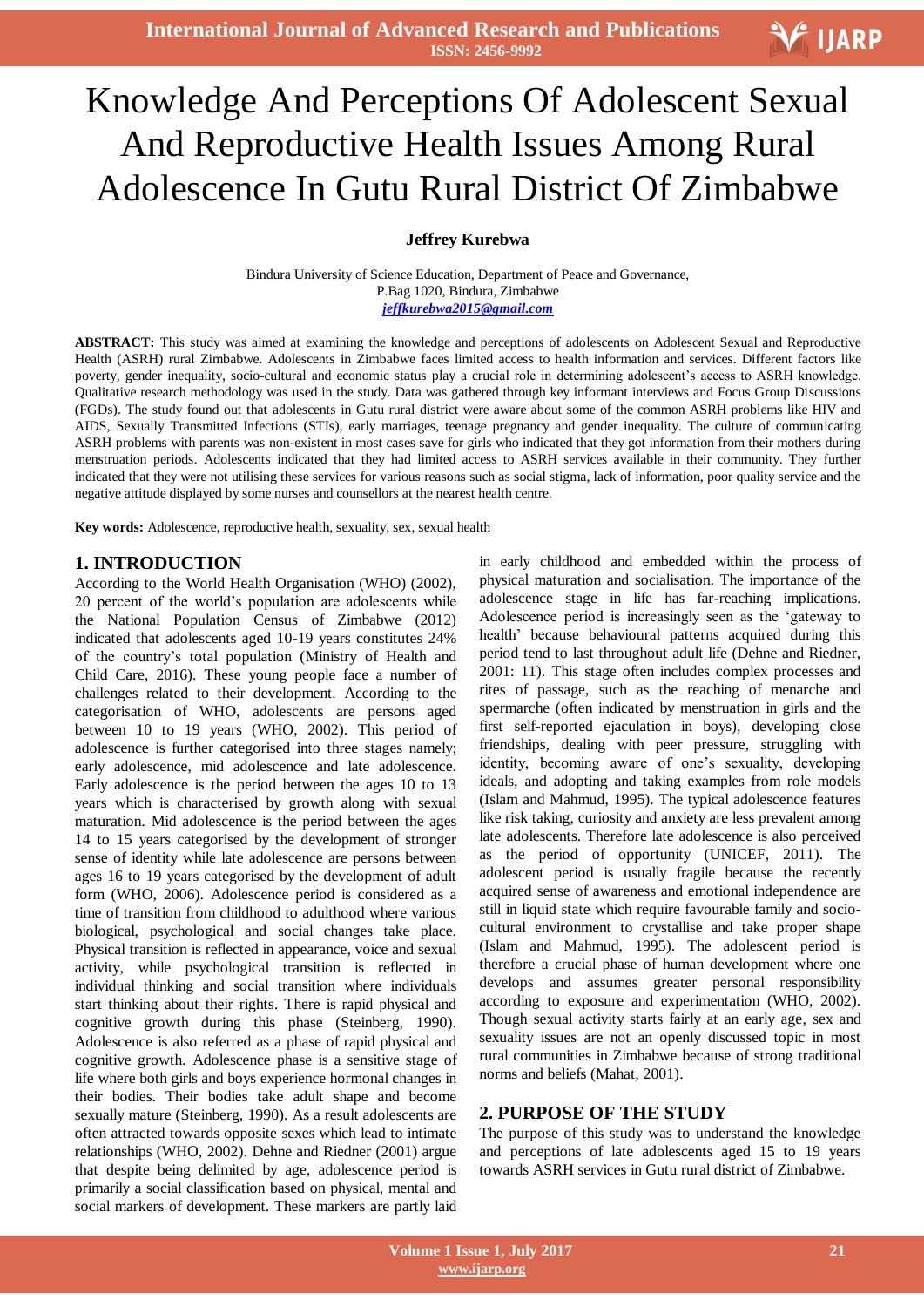# Knowledge And Perceptions Of Adolescent Sexual And Reproductive Health Issues Among Rural Adolescence In Gutu Rural District Of Zimbabwe

**Jeffrey Kurebwa**

Bindura University of Science Education, Department of Peace and Governance,
P.Bag 1020, Bindura, Zimbabwe
*jeffkurebwa2015@gmail.com*

**ABSTRACT:** This study was aimed at examining the knowledge and perceptions of adolescents on Adolescent Sexual and Reproductive Health (ASRH) rural Zimbabwe. Adolescents in Zimbabwe faces limited access to health information and services. Different factors like poverty, gender inequality, socio-cultural and economic status play a crucial role in determining adolescent's access to ASRH knowledge. Qualitative research methodology was used in the study. Data was gathered through key informant interviews and Focus Group Discussions (FGDs). The study found out that adolescents in Gutu rural district were aware about some of the common ASRH problems like HIV and AIDS, Sexually Transmitted Infections (STIs), early marriages, teenage pregnancy and gender inequality. The culture of communicating ASRH problems with parents was non-existent in most cases save for girls who indicated that they got information from their mothers during menstruation periods. Adolescents indicated that they had limited access to ASRH services available in their community. They further indicated that they were not utilising these services for various reasons such as social stigma, lack of information, poor quality service and the negative attitude displayed by some nurses and counsellors at the nearest health centre.

**Key words:** Adolescence, reproductive health, sexuality, sex, sexual health

## 1. INTRODUCTION

According to the World Health Organisation (WHO) (2002), 20 percent of the world's population are adolescents while the National Population Census of Zimbabwe (2012) indicated that adolescents aged 10-19 years constitutes 24% of the country's total population (Ministry of Health and Child Care, 2016). These young people face a number of challenges related to their development. According to the categorisation of WHO, adolescents are persons aged between 10 to 19 years (WHO, 2002). This period of adolescence is further categorised into three stages namely; early adolescence, mid adolescence and late adolescence. Early adolescence is the period between the ages 10 to 13 years which is characterised by growth along with sexual maturation. Mid adolescence is the period between the ages 14 to 15 years categorised by the development of stronger sense of identity while late adolescence are persons between ages 16 to 19 years categorised by the development of adult form (WHO, 2006). Adolescence period is considered as a time of transition from childhood to adulthood where various biological, psychological and social changes take place. Physical transition is reflected in appearance, voice and sexual activity, while psychological transition is reflected in individual thinking and social transition where individuals start thinking about their rights. There is rapid physical and cognitive growth during this phase (Steinberg, 1990). Adolescence is also referred as a phase of rapid physical and cognitive growth. Adolescence phase is a sensitive stage of life where both girls and boys experience hormonal changes in their bodies. Their bodies take adult shape and become sexually mature (Steinberg, 1990). As a result adolescents are often attracted towards opposite sexes which lead to intimate relationships (WHO, 2002). Dehne and Riedner (2001) argue that despite being delimited by age, adolescence period is primarily a social classification based on physical, mental and social markers of development. These markers are partly laid in early childhood and embedded within the process of physical maturation and socialisation. The importance of the adolescence stage in life has far-reaching implications. Adolescence period is increasingly seen as the 'gateway to health' because behavioural patterns acquired during this period tend to last throughout adult life (Dehne and Riedner, 2001: 11). This stage often includes complex processes and rites of passage, such as the reaching of menarche and spermarche (often indicated by menstruation in girls and the first self-reported ejaculation in boys), developing close friendships, dealing with peer pressure, struggling with identity, becoming aware of one's sexuality, developing ideals, and adopting and taking examples from role models (Islam and Mahmud, 1995). The typical adolescence features like risk taking, curiosity and anxiety are less prevalent among late adolescents. Therefore late adolescence is also perceived as the period of opportunity (UNICEF, 2011). The adolescent period is usually fragile because the recently acquired sense of awareness and emotional independence are still in liquid state which require favourable family and socio-cultural environment to crystallise and take proper shape (Islam and Mahmud, 1995). The adolescent period is therefore a crucial phase of human development where one develops and assumes greater personal responsibility according to exposure and experimentation (WHO, 2002). Though sexual activity starts fairly at an early age, sex and sexuality issues are not an openly discussed topic in most rural communities in Zimbabwe because of strong traditional norms and beliefs (Mahat, 2001).

## 2. PURPOSE OF THE STUDY

The purpose of this study was to understand the knowledge and perceptions of late adolescents aged 15 to 19 years towards ASRH services in Gutu rural district of Zimbabwe.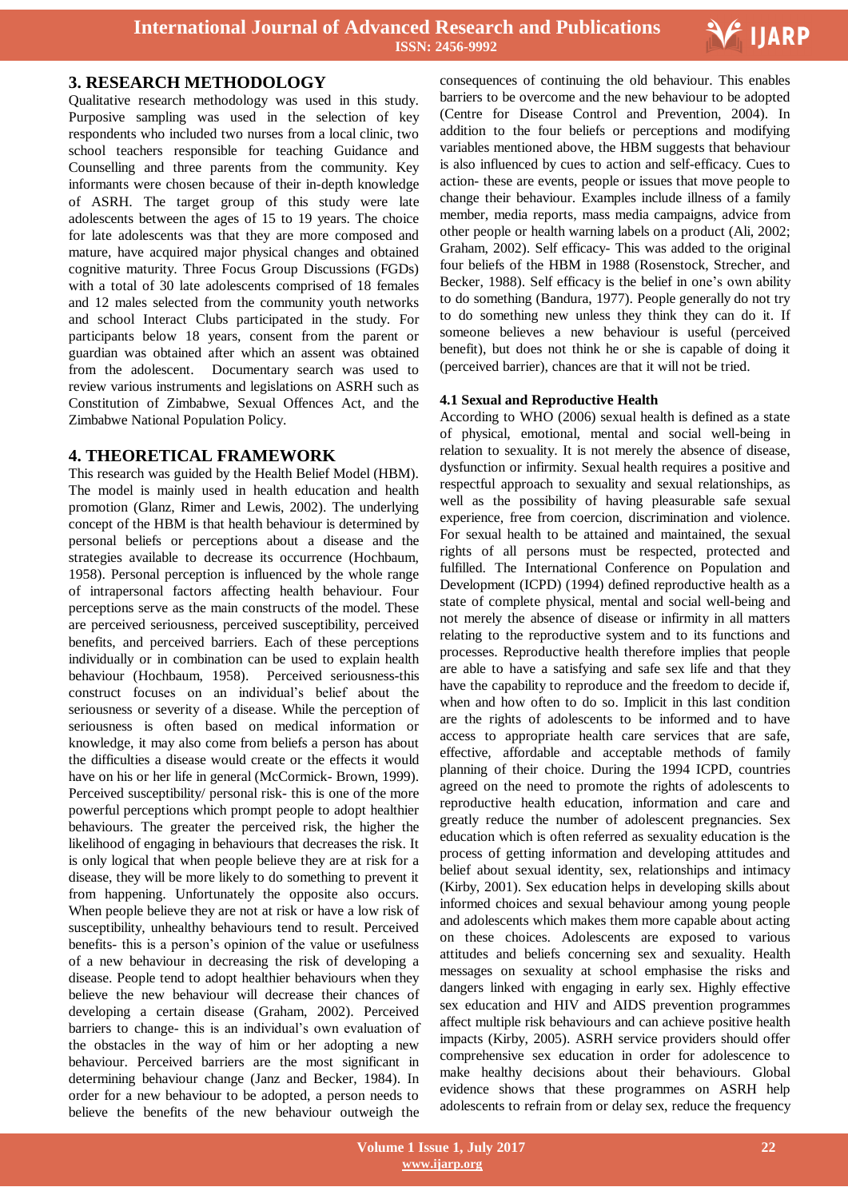## 3. RESEARCH METHODOLOGY

Qualitative research methodology was used in this study. Purposive sampling was used in the selection of key respondents who included two nurses from a local clinic, two school teachers responsible for teaching Guidance and Counselling and three parents from the community. Key informants were chosen because of their in-depth knowledge of ASRH. The target group of this study were late adolescents between the ages of 15 to 19 years. The choice for late adolescents was that they are more composed and mature, have acquired major physical changes and obtained cognitive maturity. Three Focus Group Discussions (FGDs) with a total of 30 late adolescents comprised of 18 females and 12 males selected from the community youth networks and school Interact Clubs participated in the study. For participants below 18 years, consent from the parent or guardian was obtained after which an assent was obtained from the adolescent. Documentary search was used to review various instruments and legislations on ASRH such as Constitution of Zimbabwe, Sexual Offences Act, and the Zimbabwe National Population Policy.

## 4. THEORETICAL FRAMEWORK

This research was guided by the Health Belief Model (HBM). The model is mainly used in health education and health promotion (Glanz, Rimer and Lewis, 2002). The underlying concept of the HBM is that health behaviour is determined by personal beliefs or perceptions about a disease and the strategies available to decrease its occurrence (Hochbaum, 1958). Personal perception is influenced by the whole range of intrapersonal factors affecting health behaviour. Four perceptions serve as the main constructs of the model. These are perceived seriousness, perceived susceptibility, perceived benefits, and perceived barriers. Each of these perceptions individually or in combination can be used to explain health behaviour (Hochbaum, 1958). Perceived seriousness-this construct focuses on an individual's belief about the seriousness or severity of a disease. While the perception of seriousness is often based on medical information or knowledge, it may also come from beliefs a person has about the difficulties a disease would create or the effects it would have on his or her life in general (McCormick- Brown, 1999). Perceived susceptibility/ personal risk- this is one of the more powerful perceptions which prompt people to adopt healthier behaviours. The greater the perceived risk, the higher the likelihood of engaging in behaviours that decreases the risk. It is only logical that when people believe they are at risk for a disease, they will be more likely to do something to prevent it from happening. Unfortunately the opposite also occurs. When people believe they are not at risk or have a low risk of susceptibility, unhealthy behaviours tend to result. Perceived benefits- this is a person's opinion of the value or usefulness of a new behaviour in decreasing the risk of developing a disease. People tend to adopt healthier behaviours when they believe the new behaviour will decrease their chances of developing a certain disease (Graham, 2002). Perceived barriers to change- this is an individual's own evaluation of the obstacles in the way of him or her adopting a new behaviour. Perceived barriers are the most significant in determining behaviour change (Janz and Becker, 1984). In order for a new behaviour to be adopted, a person needs to believe the benefits of the new behaviour outweigh the consequences of continuing the old behaviour. This enables barriers to be overcome and the new behaviour to be adopted (Centre for Disease Control and Prevention, 2004). In addition to the four beliefs or perceptions and modifying variables mentioned above, the HBM suggests that behaviour is also influenced by cues to action and self-efficacy. Cues to action- these are events, people or issues that move people to change their behaviour. Examples include illness of a family member, media reports, mass media campaigns, advice from other people or health warning labels on a product (Ali, 2002; Graham, 2002). Self efficacy- This was added to the original four beliefs of the HBM in 1988 (Rosenstock, Strecher, and Becker, 1988). Self efficacy is the belief in one's own ability to do something (Bandura, 1977). People generally do not try to do something new unless they think they can do it. If someone believes a new behaviour is useful (perceived benefit), but does not think he or she is capable of doing it (perceived barrier), chances are that it will not be tried.

### 4.1 Sexual and Reproductive Health

According to WHO (2006) sexual health is defined as a state of physical, emotional, mental and social well-being in relation to sexuality. It is not merely the absence of disease, dysfunction or infirmity. Sexual health requires a positive and respectful approach to sexuality and sexual relationships, as well as the possibility of having pleasurable safe sexual experience, free from coercion, discrimination and violence. For sexual health to be attained and maintained, the sexual rights of all persons must be respected, protected and fulfilled. The International Conference on Population and Development (ICPD) (1994) defined reproductive health as a state of complete physical, mental and social well-being and not merely the absence of disease or infirmity in all matters relating to the reproductive system and to its functions and processes. Reproductive health therefore implies that people are able to have a satisfying and safe sex life and that they have the capability to reproduce and the freedom to decide if, when and how often to do so. Implicit in this last condition are the rights of adolescents to be informed and to have access to appropriate health care services that are safe, effective, affordable and acceptable methods of family planning of their choice. During the 1994 ICPD, countries agreed on the need to promote the rights of adolescents to reproductive health education, information and care and greatly reduce the number of adolescent pregnancies. Sex education which is often referred as sexuality education is the process of getting information and developing attitudes and belief about sexual identity, sex, relationships and intimacy (Kirby, 2001). Sex education helps in developing skills about informed choices and sexual behaviour among young people and adolescents which makes them more capable about acting on these choices. Adolescents are exposed to various attitudes and beliefs concerning sex and sexuality. Health messages on sexuality at school emphasise the risks and dangers linked with engaging in early sex. Highly effective sex education and HIV and AIDS prevention programmes affect multiple risk behaviours and can achieve positive health impacts (Kirby, 2005). ASRH service providers should offer comprehensive sex education in order for adolescence to make healthy decisions about their behaviours. Global evidence shows that these programmes on ASRH help adolescents to refrain from or delay sex, reduce the frequency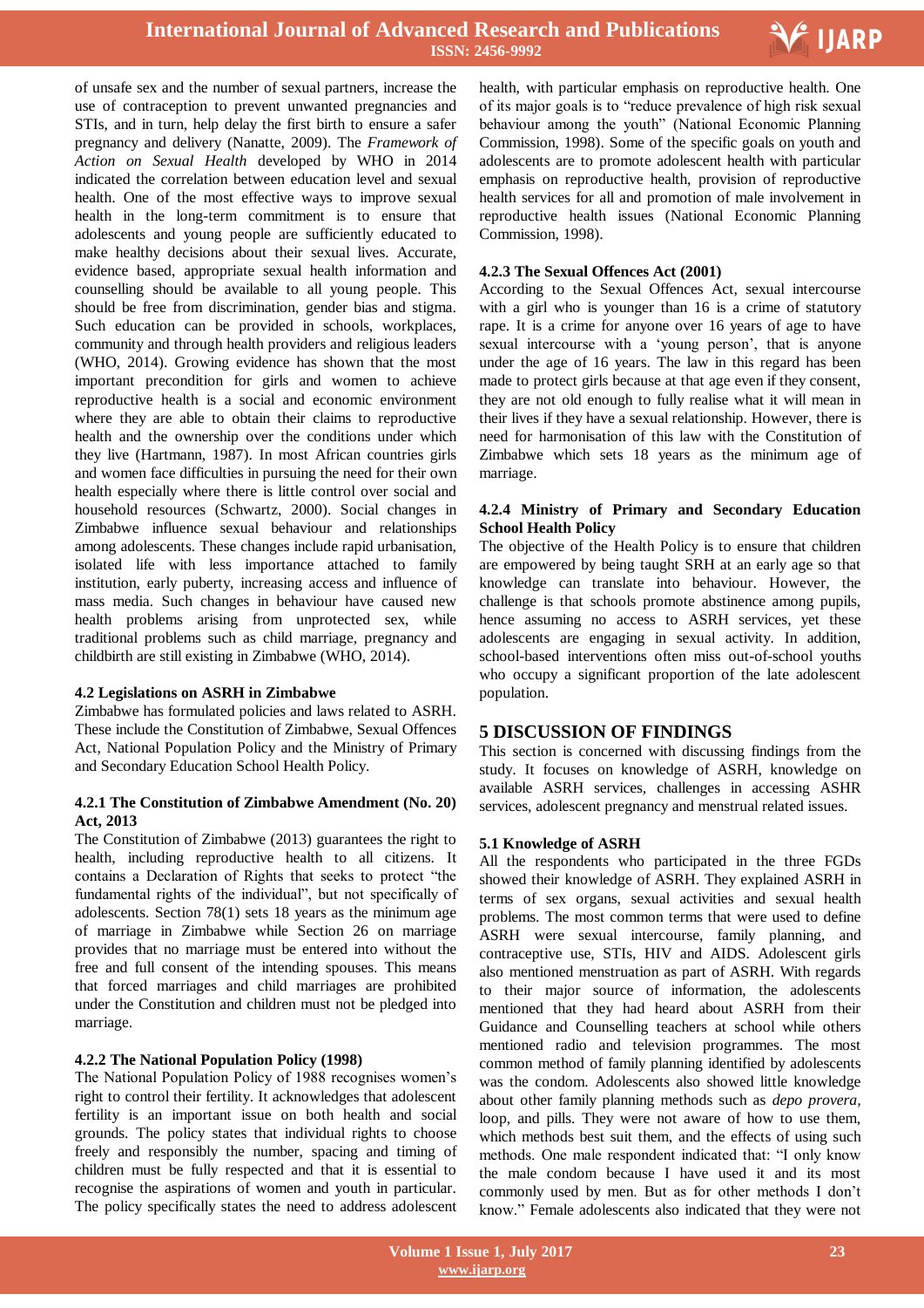of unsafe sex and the number of sexual partners, increase the use of contraception to prevent unwanted pregnancies and STIs, and in turn, help delay the first birth to ensure a safer pregnancy and delivery (Nanatte, 2009). The *Framework of Action on Sexual Health* developed by WHO in 2014 indicated the correlation between education level and sexual health. One of the most effective ways to improve sexual health in the long-term commitment is to ensure that adolescents and young people are sufficiently educated to make healthy decisions about their sexual lives. Accurate, evidence based, appropriate sexual health information and counselling should be available to all young people. This should be free from discrimination, gender bias and stigma. Such education can be provided in schools, workplaces, community and through health providers and religious leaders (WHO, 2014). Growing evidence has shown that the most important precondition for girls and women to achieve reproductive health is a social and economic environment where they are able to obtain their claims to reproductive health and the ownership over the conditions under which they live (Hartmann, 1987). In most African countries girls and women face difficulties in pursuing the need for their own health especially where there is little control over social and household resources (Schwartz, 2000). Social changes in Zimbabwe influence sexual behaviour and relationships among adolescents. These changes include rapid urbanisation, isolated life with less importance attached to family institution, early puberty, increasing access and influence of mass media. Such changes in behaviour have caused new health problems arising from unprotected sex, while traditional problems such as child marriage, pregnancy and childbirth are still existing in Zimbabwe (WHO, 2014).

### 4.2 Legislations on ASRH in Zimbabwe

Zimbabwe has formulated policies and laws related to ASRH. These include the Constitution of Zimbabwe, Sexual Offences Act, National Population Policy and the Ministry of Primary and Secondary Education School Health Policy.

#### 4.2.1 The Constitution of Zimbabwe Amendment (No. 20) Act, 2013

The Constitution of Zimbabwe (2013) guarantees the right to health, including reproductive health to all citizens. It contains a Declaration of Rights that seeks to protect "the fundamental rights of the individual", but not specifically of adolescents. Section 78(1) sets 18 years as the minimum age of marriage in Zimbabwe while Section 26 on marriage provides that no marriage must be entered into without the free and full consent of the intending spouses. This means that forced marriages and child marriages are prohibited under the Constitution and children must not be pledged into marriage.

#### 4.2.2 The National Population Policy (1998)

The National Population Policy of 1988 recognises women's right to control their fertility. It acknowledges that adolescent fertility is an important issue on both health and social grounds. The policy states that individual rights to choose freely and responsibly the number, spacing and timing of children must be fully respected and that it is essential to recognise the aspirations of women and youth in particular. The policy specifically states the need to address adolescent health, with particular emphasis on reproductive health. One of its major goals is to "reduce prevalence of high risk sexual behaviour among the youth" (National Economic Planning Commission, 1998). Some of the specific goals on youth and adolescents are to promote adolescent health with particular emphasis on reproductive health, provision of reproductive health services for all and promotion of male involvement in reproductive health issues (National Economic Planning Commission, 1998).

#### 4.2.3 The Sexual Offences Act (2001)

According to the Sexual Offences Act, sexual intercourse with a girl who is younger than 16 is a crime of statutory rape. It is a crime for anyone over 16 years of age to have sexual intercourse with a 'young person', that is anyone under the age of 16 years. The law in this regard has been made to protect girls because at that age even if they consent, they are not old enough to fully realise what it will mean in their lives if they have a sexual relationship. However, there is need for harmonisation of this law with the Constitution of Zimbabwe which sets 18 years as the minimum age of marriage.

#### 4.2.4 Ministry of Primary and Secondary Education School Health Policy

The objective of the Health Policy is to ensure that children are empowered by being taught SRH at an early age so that knowledge can translate into behaviour. However, the challenge is that schools promote abstinence among pupils, hence assuming no access to ASRH services, yet these adolescents are engaging in sexual activity. In addition, school-based interventions often miss out-of-school youths who occupy a significant proportion of the late adolescent population.

## 5 DISCUSSION OF FINDINGS

This section is concerned with discussing findings from the study. It focuses on knowledge of ASRH, knowledge on available ASRH services, challenges in accessing ASHR services, adolescent pregnancy and menstrual related issues.

### 5.1 Knowledge of ASRH

All the respondents who participated in the three FGDs showed their knowledge of ASRH. They explained ASRH in terms of sex organs, sexual activities and sexual health problems. The most common terms that were used to define ASRH were sexual intercourse, family planning, and contraceptive use, STIs, HIV and AIDS. Adolescent girls also mentioned menstruation as part of ASRH. With regards to their major source of information, the adolescents mentioned that they had heard about ASRH from their Guidance and Counselling teachers at school while others mentioned radio and television programmes. The most common method of family planning identified by adolescents was the condom. Adolescents also showed little knowledge about other family planning methods such as *depo provera*, loop, and pills. They were not aware of how to use them, which methods best suit them, and the effects of using such methods. One male respondent indicated that: "I only know the male condom because I have used it and its most commonly used by men. But as for other methods I don't know." Female adolescents also indicated that they were not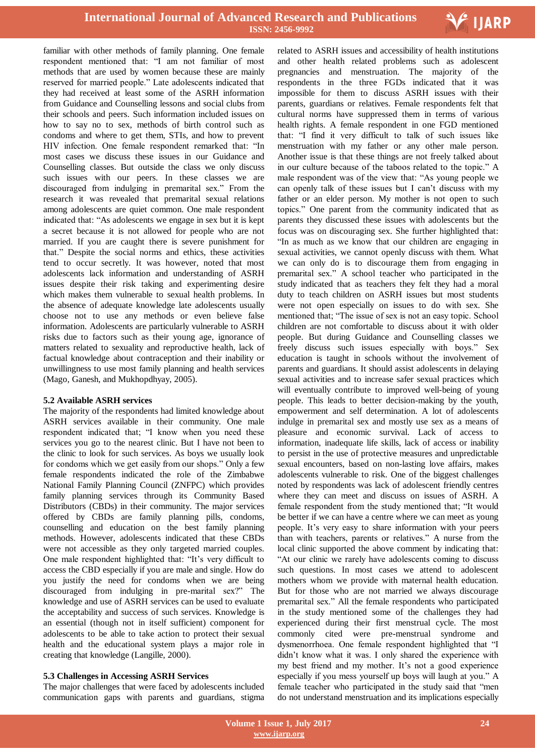familiar with other methods of family planning. One female respondent mentioned that: "I am not familiar of most methods that are used by women because these are mainly reserved for married people." Late adolescents indicated that they had received at least some of the ASRH information from Guidance and Counselling lessons and social clubs from their schools and peers. Such information included issues on how to say no to sex, methods of birth control such as condoms and where to get them, STIs, and how to prevent HIV infection. One female respondent remarked that: "In most cases we discuss these issues in our Guidance and Counselling classes. But outside the class we only discuss such issues with our peers. In these classes we are discouraged from indulging in premarital sex." From the research it was revealed that premarital sexual relations among adolescents are quiet common. One male respondent indicated that: "As adolescents we engage in sex but it is kept a secret because it is not allowed for people who are not married. If you are caught there is severe punishment for that." Despite the social norms and ethics, these activities tend to occur secretly. It was however, noted that most adolescents lack information and understanding of ASRH issues despite their risk taking and experimenting desire which makes them vulnerable to sexual health problems. In the absence of adequate knowledge late adolescents usually choose not to use any methods or even believe false information. Adolescents are particularly vulnerable to ASRH risks due to factors such as their young age, ignorance of matters related to sexuality and reproductive health, lack of factual knowledge about contraception and their inability or unwillingness to use most family planning and health services (Mago, Ganesh, and Mukhopdhyay, 2005).

### 5.2 Available ASRH services

The majority of the respondents had limited knowledge about ASRH services available in their community. One male respondent indicated that; "I know when you need these services you go to the nearest clinic. But I have not been to the clinic to look for such services. As boys we usually look for condoms which we get easily from our shops." Only a few female respondents indicated the role of the Zimbabwe National Family Planning Council (ZNFPC) which provides family planning services through its Community Based Distributors (CBDs) in their community. The major services offered by CBDs are family planning pills, condoms, counselling and education on the best family planning methods. However, adolescents indicated that these CBDs were not accessible as they only targeted married couples. One male respondent highlighted that: "It's very difficult to access the CBD especially if you are male and single. How do you justify the need for condoms when we are being discouraged from indulging in pre-marital sex?" The knowledge and use of ASRH services can be used to evaluate the acceptability and success of such services. Knowledge is an essential (though not in itself sufficient) component for adolescents to be able to take action to protect their sexual health and the educational system plays a major role in creating that knowledge (Langille, 2000).

### 5.3 Challenges in Accessing ASRH Services

The major challenges that were faced by adolescents included communication gaps with parents and guardians, stigma related to ASRH issues and accessibility of health institutions and other health related problems such as adolescent pregnancies and menstruation. The majority of the respondents in the three FGDs indicated that it was impossible for them to discuss ASRH issues with their parents, guardians or relatives. Female respondents felt that cultural norms have suppressed them in terms of various health rights. A female respondent in one FGD mentioned that: "I find it very difficult to talk of such issues like menstruation with my father or any other male person. Another issue is that these things are not freely talked about in our culture because of the taboos related to the topic." A male respondent was of the view that: "As young people we can openly talk of these issues but I can't discuss with my father or an elder person. My mother is not open to such topics." One parent from the community indicated that as parents they discussed these issues with adolescents but the focus was on discouraging sex. She further highlighted that: "In as much as we know that our children are engaging in sexual activities, we cannot openly discuss with them. What we can only do is to discourage them from engaging in premarital sex." A school teacher who participated in the study indicated that as teachers they felt they had a moral duty to teach children on ASRH issues but most students were not open especially on issues to do with sex. She mentioned that; "The issue of sex is not an easy topic. School children are not comfortable to discuss about it with older people. But during Guidance and Counselling classes we freely discuss such issues especially with boys." Sex education is taught in schools without the involvement of parents and guardians. It should assist adolescents in delaying sexual activities and to increase safer sexual practices which will eventually contribute to improved well-being of young people. This leads to better decision-making by the youth, empowerment and self determination. A lot of adolescents indulge in premarital sex and mostly use sex as a means of pleasure and economic survival. Lack of access to information, inadequate life skills, lack of access or inability to persist in the use of protective measures and unpredictable sexual encounters, based on non-lasting love affairs, makes adolescents vulnerable to risk. One of the biggest challenges noted by respondents was lack of adolescent friendly centres where they can meet and discuss on issues of ASRH. A female respondent from the study mentioned that; "It would be better if we can have a centre where we can meet as young people. It's very easy to share information with your peers than with teachers, parents or relatives." A nurse from the local clinic supported the above comment by indicating that: "At our clinic we rarely have adolescents coming to discuss such questions. In most cases we attend to adolescent mothers whom we provide with maternal health education. But for those who are not married we always discourage premarital sex." All the female respondents who participated in the study mentioned some of the challenges they had experienced during their first menstrual cycle. The most commonly cited were pre-menstrual syndrome and dysmenorrhoea. One female respondent highlighted that "I didn't know what it was. I only shared the experience with my best friend and my mother. It's not a good experience especially if you mess yourself up boys will laugh at you." A female teacher who participated in the study said that "men do not understand menstruation and its implications especially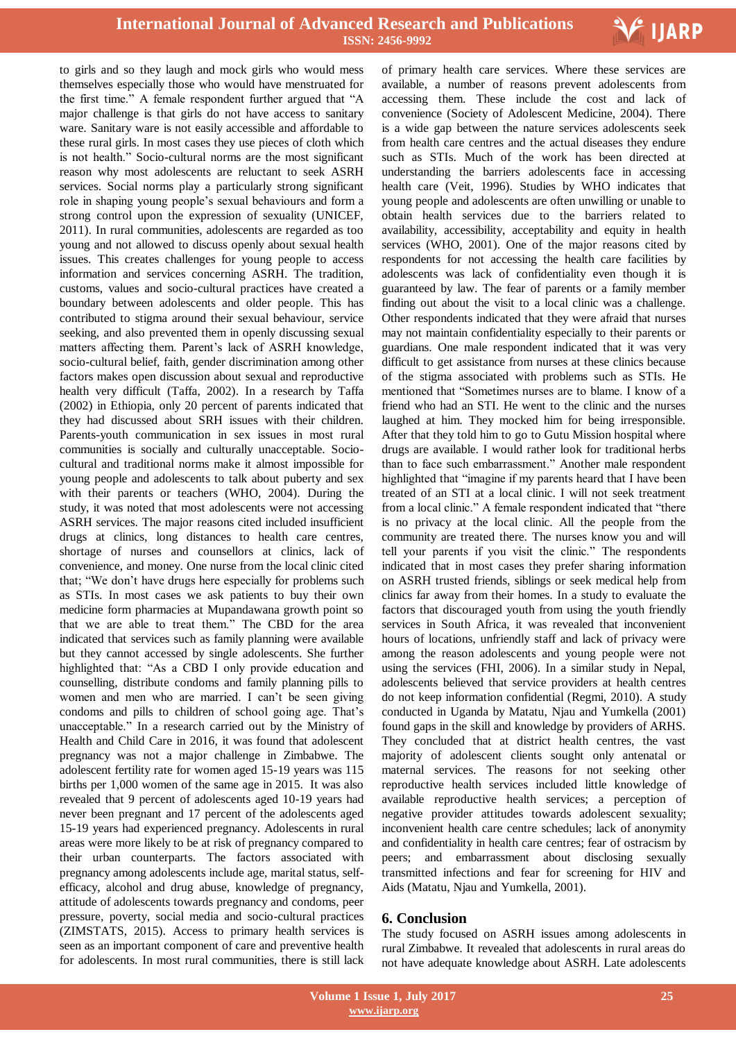to girls and so they laugh and mock girls who would mess themselves especially those who would have menstruated for the first time." A female respondent further argued that "A major challenge is that girls do not have access to sanitary ware. Sanitary ware is not easily accessible and affordable to these rural girls. In most cases they use pieces of cloth which is not health." Socio-cultural norms are the most significant reason why most adolescents are reluctant to seek ASRH services. Social norms play a particularly strong significant role in shaping young people's sexual behaviours and form a strong control upon the expression of sexuality (UNICEF, 2011). In rural communities, adolescents are regarded as too young and not allowed to discuss openly about sexual health issues. This creates challenges for young people to access information and services concerning ASRH. The tradition, customs, values and socio-cultural practices have created a boundary between adolescents and older people. This has contributed to stigma around their sexual behaviour, service seeking, and also prevented them in openly discussing sexual matters affecting them. Parent's lack of ASRH knowledge, socio-cultural belief, faith, gender discrimination among other factors makes open discussion about sexual and reproductive health very difficult (Taffa, 2002). In a research by Taffa (2002) in Ethiopia, only 20 percent of parents indicated that they had discussed about SRH issues with their children. Parents-youth communication in sex issues in most rural communities is socially and culturally unacceptable. Socio-cultural and traditional norms make it almost impossible for young people and adolescents to talk about puberty and sex with their parents or teachers (WHO, 2004). During the study, it was noted that most adolescents were not accessing ASRH services. The major reasons cited included insufficient drugs at clinics, long distances to health care centres, shortage of nurses and counsellors at clinics, lack of convenience, and money. One nurse from the local clinic cited that; "We don't have drugs here especially for problems such as STIs. In most cases we ask patients to buy their own medicine form pharmacies at Mupandawana growth point so that we are able to treat them." The CBD for the area indicated that services such as family planning were available but they cannot accessed by single adolescents. She further highlighted that: "As a CBD I only provide education and counselling, distribute condoms and family planning pills to women and men who are married. I can't be seen giving condoms and pills to children of school going age. That's unacceptable." In a research carried out by the Ministry of Health and Child Care in 2016, it was found that adolescent pregnancy was not a major challenge in Zimbabwe. The adolescent fertility rate for women aged 15-19 years was 115 births per 1,000 women of the same age in 2015. It was also revealed that 9 percent of adolescents aged 10-19 years had never been pregnant and 17 percent of the adolescents aged 15-19 years had experienced pregnancy. Adolescents in rural areas were more likely to be at risk of pregnancy compared to their urban counterparts. The factors associated with pregnancy among adolescents include age, marital status, self-efficacy, alcohol and drug abuse, knowledge of pregnancy, attitude of adolescents towards pregnancy and condoms, peer pressure, poverty, social media and socio-cultural practices (ZIMSTATS, 2015). Access to primary health services is seen as an important component of care and preventive health for adolescents. In most rural communities, there is still lack of primary health care services. Where these services are available, a number of reasons prevent adolescents from accessing them. These include the cost and lack of convenience (Society of Adolescent Medicine, 2004). There is a wide gap between the nature services adolescents seek from health care centres and the actual diseases they endure such as STIs. Much of the work has been directed at understanding the barriers adolescents face in accessing health care (Veit, 1996). Studies by WHO indicates that young people and adolescents are often unwilling or unable to obtain health services due to the barriers related to availability, accessibility, acceptability and equity in health services (WHO, 2001). One of the major reasons cited by respondents for not accessing the health care facilities by adolescents was lack of confidentiality even though it is guaranteed by law. The fear of parents or a family member finding out about the visit to a local clinic was a challenge. Other respondents indicated that they were afraid that nurses may not maintain confidentiality especially to their parents or guardians. One male respondent indicated that it was very difficult to get assistance from nurses at these clinics because of the stigma associated with problems such as STIs. He mentioned that "Sometimes nurses are to blame. I know of a friend who had an STI. He went to the clinic and the nurses laughed at him. They mocked him for being irresponsible. After that they told him to go to Gutu Mission hospital where drugs are available. I would rather look for traditional herbs than to face such embarrassment." Another male respondent highlighted that "imagine if my parents heard that I have been treated of an STI at a local clinic. I will not seek treatment from a local clinic." A female respondent indicated that "there is no privacy at the local clinic. All the people from the community are treated there. The nurses know you and will tell your parents if you visit the clinic." The respondents indicated that in most cases they prefer sharing information on ASRH trusted friends, siblings or seek medical help from clinics far away from their homes. In a study to evaluate the factors that discouraged youth from using the youth friendly services in South Africa, it was revealed that inconvenient hours of locations, unfriendly staff and lack of privacy were among the reason adolescents and young people were not using the services (FHI, 2006). In a similar study in Nepal, adolescents believed that service providers at health centres do not keep information confidential (Regmi, 2010). A study conducted in Uganda by Matatu, Njau and Yumkella (2001) found gaps in the skill and knowledge by providers of ARHS. They concluded that at district health centres, the vast majority of adolescent clients sought only antenatal or maternal services. The reasons for not seeking other reproductive health services included little knowledge of available reproductive health services; a perception of negative provider attitudes towards adolescent sexuality; inconvenient health care centre schedules; lack of anonymity and confidentiality in health care centres; fear of ostracism by peers; and embarrassment about disclosing sexually transmitted infections and fear for screening for HIV and Aids (Matatu, Njau and Yumkella, 2001).

## 6. Conclusion

The study focused on ASRH issues among adolescents in rural Zimbabwe. It revealed that adolescents in rural areas do not have adequate knowledge about ASRH. Late adolescents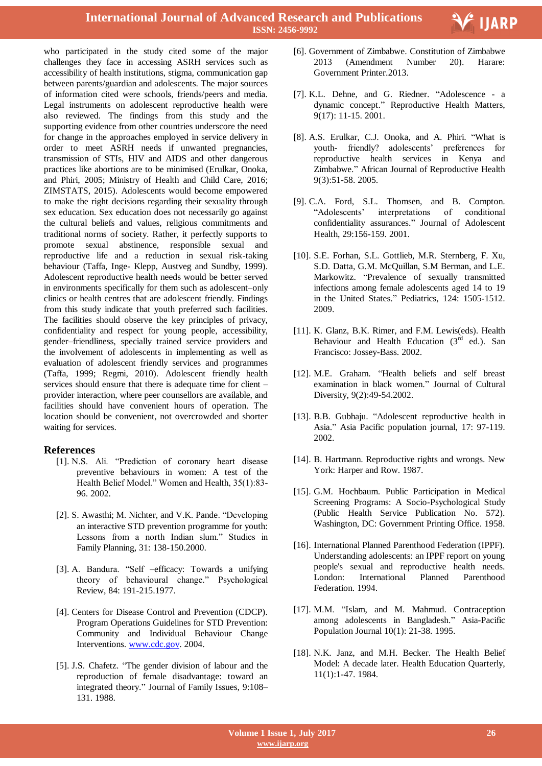who participated in the study cited some of the major challenges they face in accessing ASRH services such as accessibility of health institutions, stigma, communication gap between parents/guardian and adolescents. The major sources of information cited were schools, friends/peers and media. Legal instruments on adolescent reproductive health were also reviewed. The findings from this study and the supporting evidence from other countries underscore the need for change in the approaches employed in service delivery in order to meet ASRH needs if unwanted pregnancies, transmission of STIs, HIV and AIDS and other dangerous practices like abortions are to be minimised (Erulkar, Onoka, and Phiri, 2005; Ministry of Health and Child Care, 2016; ZIMSTATS, 2015). Adolescents would become empowered to make the right decisions regarding their sexuality through sex education. Sex education does not necessarily go against the cultural beliefs and values, religious commitments and traditional norms of society. Rather, it perfectly supports to promote sexual abstinence, responsible sexual and reproductive life and a reduction in sexual risk-taking behaviour (Taffa, Inge- Klepp, Austveg and Sundby, 1999). Adolescent reproductive health needs would be better served in environments specifically for them such as adolescent–only clinics or health centres that are adolescent friendly. Findings from this study indicate that youth preferred such facilities. The facilities should observe the key principles of privacy, confidentiality and respect for young people, accessibility, gender–friendliness, specially trained service providers and the involvement of adolescents in implementing as well as evaluation of adolescent friendly services and programmes (Taffa, 1999; Regmi, 2010). Adolescent friendly health services should ensure that there is adequate time for client – provider interaction, where peer counsellors are available, and facilities should have convenient hours of operation. The location should be convenient, not overcrowded and shorter waiting for services.

## References

[1]. N.S. Ali. "Prediction of coronary heart disease preventive behaviours in women: A test of the Health Belief Model." Women and Health, 35(1):83-96. 2002.

[2]. S. Awasthi; M. Nichter, and V.K. Pande. "Developing an interactive STD prevention programme for youth: Lessons from a north Indian slum." Studies in Family Planning, 31: 138-150.2000.

[3]. A. Bandura. "Self –efficacy: Towards a unifying theory of behavioural change." Psychological Review, 84: 191-215.1977.

[4]. Centers for Disease Control and Prevention (CDCP). Program Operations Guidelines for STD Prevention: Community and Individual Behaviour Change Interventions. www.cdc.gov. 2004.

[5]. J.S. Chafetz. "The gender division of labour and the reproduction of female disadvantage: toward an integrated theory." Journal of Family Issues, 9:108–131. 1988.

[6]. Government of Zimbabwe. Constitution of Zimbabwe 2013 (Amendment Number 20). Harare: Government Printer.2013.

[7]. K.L. Dehne, and G. Riedner. "Adolescence - a dynamic concept." Reproductive Health Matters, 9(17): 11-15. 2001.

[8]. A.S. Erulkar, C.J. Onoka, and A. Phiri. "What is youth- friendly? adolescents' preferences for reproductive health services in Kenya and Zimbabwe." African Journal of Reproductive Health 9(3):51-58. 2005.

[9]. C.A. Ford, S.L. Thomsen, and B. Compton. "Adolescents' interpretations of conditional confidentiality assurances." Journal of Adolescent Health, 29:156-159. 2001.

[10]. S.E. Forhan, S.L. Gottlieb, M.R. Sternberg, F. Xu, S.D. Datta, G.M. McQuillan, S.M Berman, and L.E. Markowitz. "Prevalence of sexually transmitted infections among female adolescents aged 14 to 19 in the United States." Pediatrics, 124: 1505-1512. 2009.

[11]. K. Glanz, B.K. Rimer, and F.M. Lewis(eds). Health Behaviour and Health Education (3rd ed.). San Francisco: Jossey-Bass. 2002.

[12]. M.E. Graham. "Health beliefs and self breast examination in black women." Journal of Cultural Diversity, 9(2):49-54.2002.

[13]. B.B. Gubhaju. "Adolescent reproductive health in Asia." Asia Pacific population journal, 17: 97-119. 2002.

[14]. B. Hartmann. Reproductive rights and wrongs. New York: Harper and Row. 1987.

[15]. G.M. Hochbaum. Public Participation in Medical Screening Programs: A Socio-Psychological Study (Public Health Service Publication No. 572). Washington, DC: Government Printing Office. 1958.

[16]. International Planned Parenthood Federation (IPPF). Understanding adolescents: an IPPF report on young people's sexual and reproductive health needs. London: International Planned Parenthood Federation. 1994.

[17]. M.M. "Islam, and M. Mahmud. Contraception among adolescents in Bangladesh." Asia-Pacific Population Journal 10(1): 21-38. 1995.

[18]. N.K. Janz, and M.H. Becker. The Health Belief Model: A decade later. Health Education Quarterly, 11(1):1-47. 1984.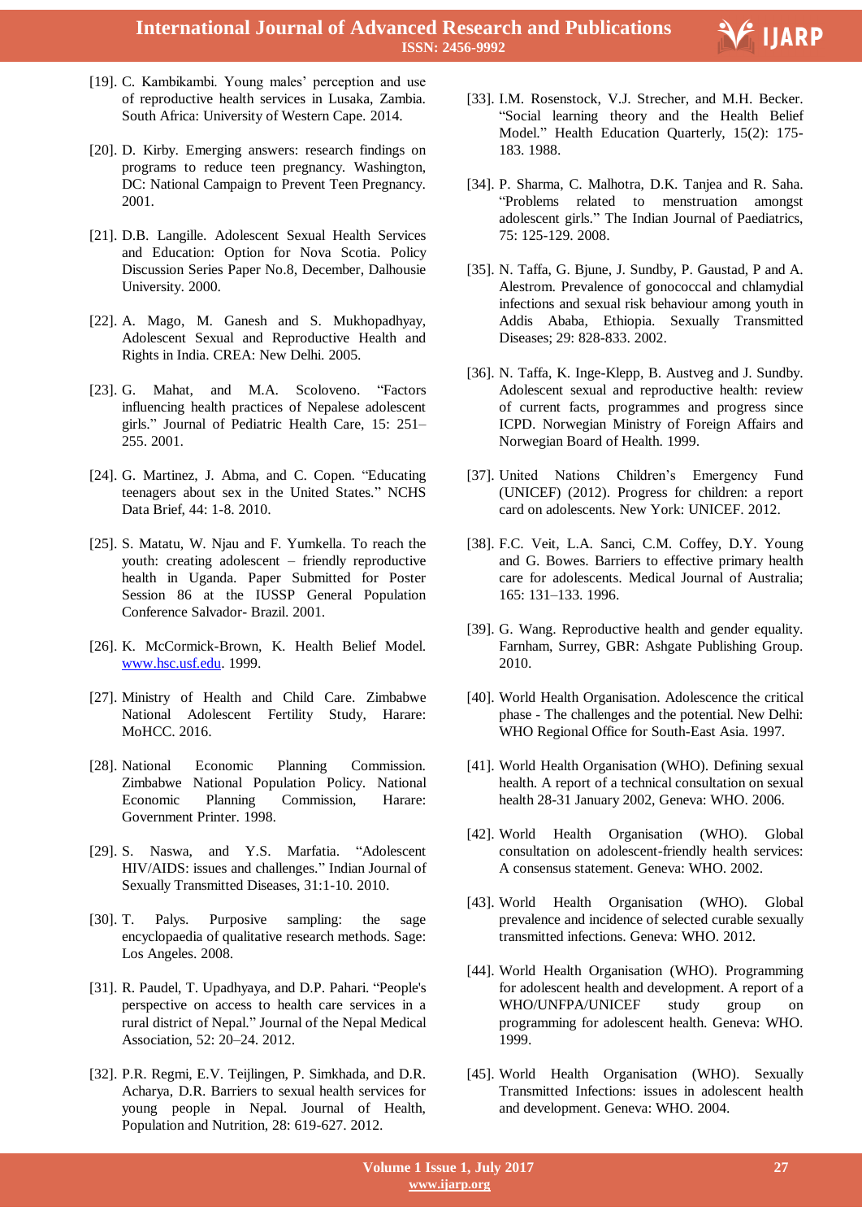[19]. C. Kambikambi. Young males' perception and use of reproductive health services in Lusaka, Zambia. South Africa: University of Western Cape. 2014.

[20]. D. Kirby. Emerging answers: research findings on programs to reduce teen pregnancy. Washington, DC: National Campaign to Prevent Teen Pregnancy. 2001.

[21]. D.B. Langille. Adolescent Sexual Health Services and Education: Option for Nova Scotia. Policy Discussion Series Paper No.8, December, Dalhousie University. 2000.

[22]. A. Mago, M. Ganesh and S. Mukhopadhyay, Adolescent Sexual and Reproductive Health and Rights in India. CREA: New Delhi. 2005.

[23]. G. Mahat, and M.A. Scoloveno. "Factors influencing health practices of Nepalese adolescent girls." Journal of Pediatric Health Care, 15: 251–255. 2001.

[24]. G. Martinez, J. Abma, and C. Copen. "Educating teenagers about sex in the United States." NCHS Data Brief, 44: 1-8. 2010.

[25]. S. Matatu, W. Njau and F. Yumkella. To reach the youth: creating adolescent – friendly reproductive health in Uganda. Paper Submitted for Poster Session 86 at the IUSSP General Population Conference Salvador- Brazil. 2001.

[26]. K. McCormick-Brown, K. Health Belief Model. www.hsc.usf.edu. 1999.

[27]. Ministry of Health and Child Care. Zimbabwe National Adolescent Fertility Study, Harare: MoHCC. 2016.

[28]. National Economic Planning Commission. Zimbabwe National Population Policy. National Economic Planning Commission, Harare: Government Printer. 1998.

[29]. S. Naswa, and Y.S. Marfatia. "Adolescent HIV/AIDS: issues and challenges." Indian Journal of Sexually Transmitted Diseases, 31:1-10. 2010.

[30]. T. Palys. Purposive sampling: the sage encyclopaedia of qualitative research methods. Sage: Los Angeles. 2008.

[31]. R. Paudel, T. Upadhyaya, and D.P. Pahari. "People's perspective on access to health care services in a rural district of Nepal." Journal of the Nepal Medical Association, 52: 20–24. 2012.

[32]. P.R. Regmi, E.V. Teijlingen, P. Simkhada, and D.R. Acharya, D.R. Barriers to sexual health services for young people in Nepal. Journal of Health, Population and Nutrition, 28: 619-627. 2012.

[33]. I.M. Rosenstock, V.J. Strecher, and M.H. Becker. "Social learning theory and the Health Belief Model." Health Education Quarterly, 15(2): 175-183. 1988.

[34]. P. Sharma, C. Malhotra, D.K. Tanjea and R. Saha. "Problems related to menstruation amongst adolescent girls." The Indian Journal of Paediatrics, 75: 125-129. 2008.

[35]. N. Taffa, G. Bjune, J. Sundby, P. Gaustad, P and A. Alestrom. Prevalence of gonococcal and chlamydial infections and sexual risk behaviour among youth in Addis Ababa, Ethiopia. Sexually Transmitted Diseases; 29: 828-833. 2002.

[36]. N. Taffa, K. Inge-Klepp, B. Austveg and J. Sundby. Adolescent sexual and reproductive health: review of current facts, programmes and progress since ICPD. Norwegian Ministry of Foreign Affairs and Norwegian Board of Health. 1999.

[37]. United Nations Children's Emergency Fund (UNICEF) (2012). Progress for children: a report card on adolescents. New York: UNICEF. 2012.

[38]. F.C. Veit, L.A. Sanci, C.M. Coffey, D.Y. Young and G. Bowes. Barriers to effective primary health care for adolescents. Medical Journal of Australia; 165: 131–133. 1996.

[39]. G. Wang. Reproductive health and gender equality. Farnham, Surrey, GBR: Ashgate Publishing Group. 2010.

[40]. World Health Organisation. Adolescence the critical phase - The challenges and the potential. New Delhi: WHO Regional Office for South-East Asia. 1997.

[41]. World Health Organisation (WHO). Defining sexual health. A report of a technical consultation on sexual health 28-31 January 2002, Geneva: WHO. 2006.

[42]. World Health Organisation (WHO). Global consultation on adolescent-friendly health services: A consensus statement. Geneva: WHO. 2002.

[43]. World Health Organisation (WHO). Global prevalence and incidence of selected curable sexually transmitted infections. Geneva: WHO. 2012.

[44]. World Health Organisation (WHO). Programming for adolescent health and development. A report of a WHO/UNFPA/UNICEF study group on programming for adolescent health. Geneva: WHO. 1999.

[45]. World Health Organisation (WHO). Sexually Transmitted Infections: issues in adolescent health and development. Geneva: WHO. 2004.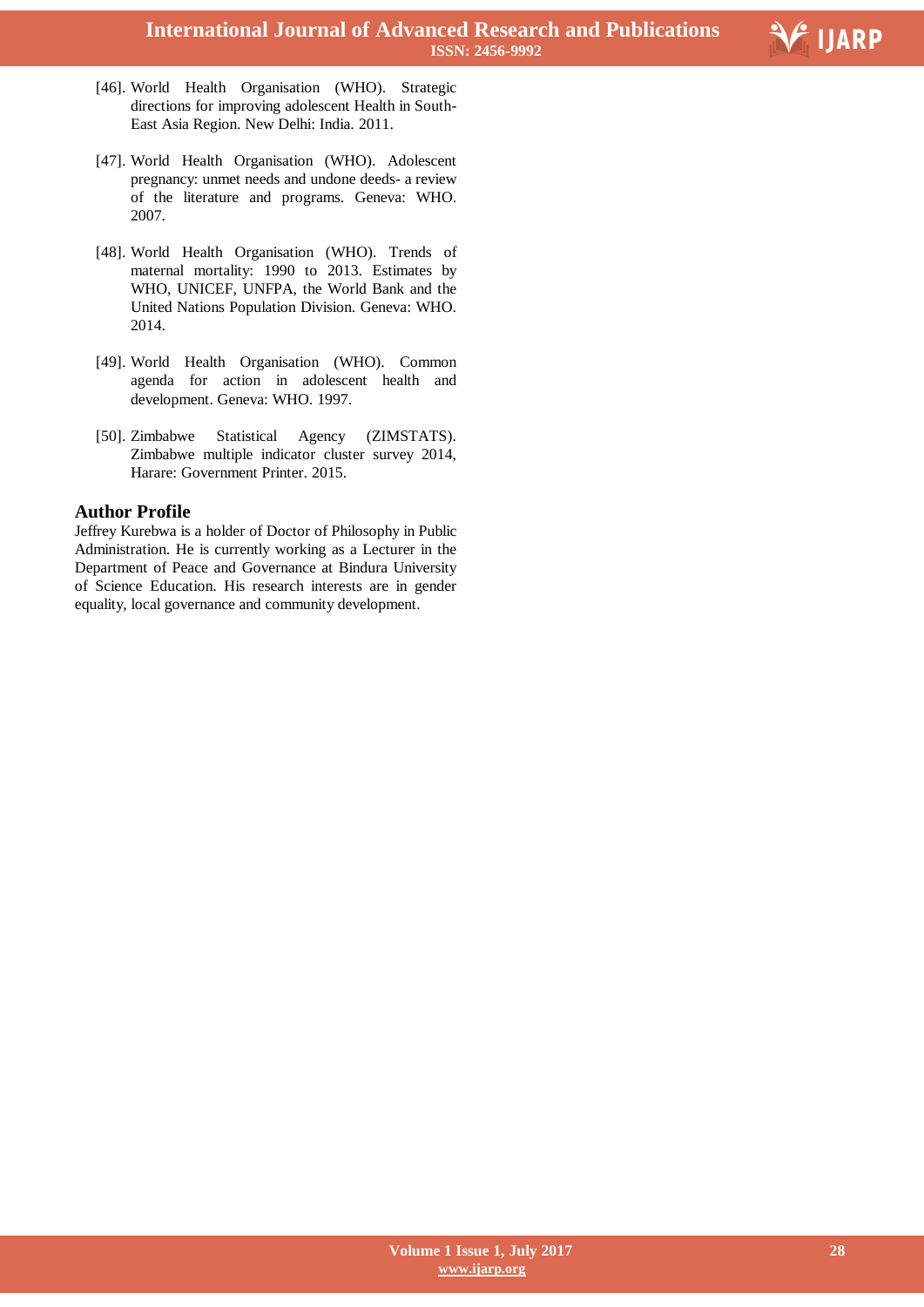[46]. World Health Organisation (WHO). Strategic directions for improving adolescent Health in South-East Asia Region. New Delhi: India. 2011.

[47]. World Health Organisation (WHO). Adolescent pregnancy: unmet needs and undone deeds- a review of the literature and programs. Geneva: WHO. 2007.

[48]. World Health Organisation (WHO). Trends of maternal mortality: 1990 to 2013. Estimates by WHO, UNICEF, UNFPA, the World Bank and the United Nations Population Division. Geneva: WHO. 2014.

[49]. World Health Organisation (WHO). Common agenda for action in adolescent health and development. Geneva: WHO. 1997.

[50]. Zimbabwe Statistical Agency (ZIMSTATS). Zimbabwe multiple indicator cluster survey 2014, Harare: Government Printer. 2015.

## Author Profile

Jeffrey Kurebwa is a holder of Doctor of Philosophy in Public Administration. He is currently working as a Lecturer in the Department of Peace and Governance at Bindura University of Science Education. His research interests are in gender equality, local governance and community development.